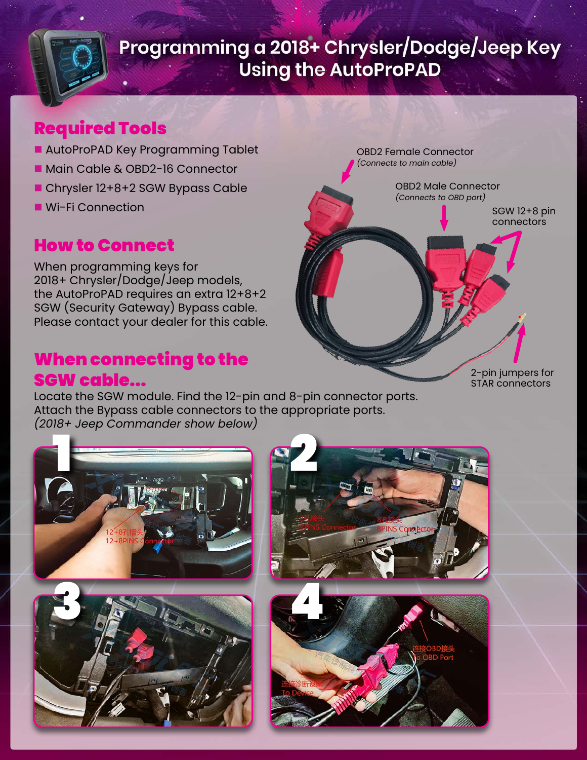# Programming a 2018+ Chrysler/Dodge/Jeep Key Using the AutoProPAD

## Required Tools

- AutoProPAD Key Programming Tablet
- Main Cable & OBD2-16 Connector
- Chrysler 12+8+2 SGW Bypass Cable
- Wi-Fi Connection

OBD2 Female Connector
*(Connects to main cable)*

OBD2 Male Connector
*(Connects to OBD port)*

SGW 12+8 pin connectors

2-pin jumpers for STAR connectors

## How to Connect

When programming keys for 2018+ Chrysler/Dodge/Jeep models, the AutoProPAD requires an extra 12+8+2 SGW (Security Gateway) Bypass cable. Please contact your dealer for this cable.

## When connecting to the SGW cable...

Locate the SGW module. Find the 12-pin and 8-pin connector ports. Attach the Bypass cable connectors to the appropriate ports.
*(2018+ Jeep Commander show below)*

1

12+8孔插头
12+8PINS Connector

2

12孔接头
12PINS Connector

8孔接头
8PINS Connector

3

4

连接OBD接头
To OBD Port

连接诊断设备
To Device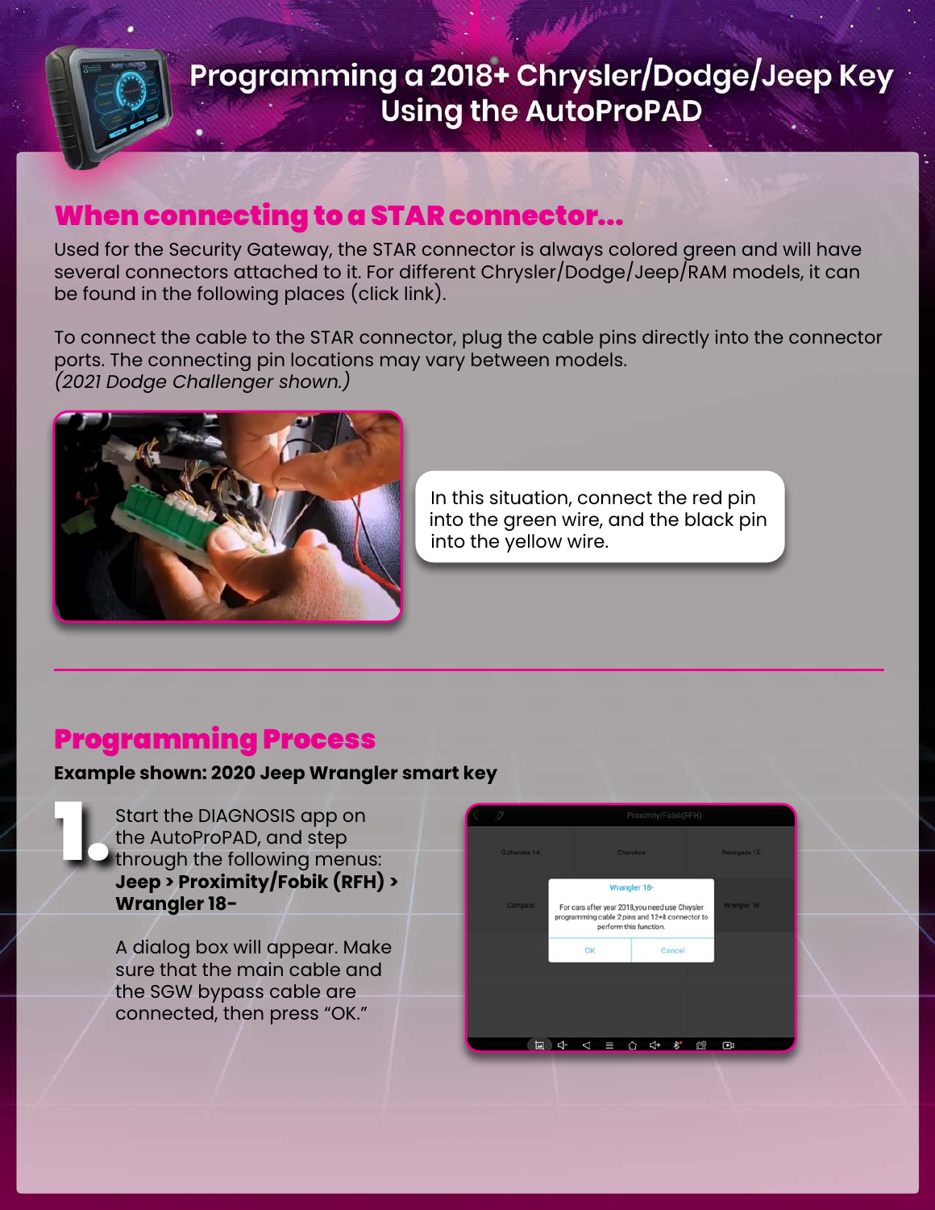# Programming a 2018+ Chrysler/Dodge/Jeep Key Using the AutoProPAD

## When connecting to a STAR connector...

Used for the Security Gateway, the STAR connector is always colored green and will have several connectors attached to it. For different Chrysler/Dodge/Jeep/RAM models, it can be found in the following places (click link).

To connect the cable to the STAR connector, plug the cable pins directly into the connector ports. The connecting pin locations may vary between models.
*(2021 Dodge Challenger shown.)*

In this situation, connect the red pin into the green wire, and the black pin into the yellow wire.

---

## Programming Process

**Example shown: 2020 Jeep Wrangler smart key**

1. Start the DIAGNOSIS app on the AutoProPAD, and step through the following menus: **Jeep > Proximity/Fobik (RFH) > Wrangler 18-**

   A dialog box will appear. Make sure that the main cable and the SGW bypass cable are connected, then press "OK."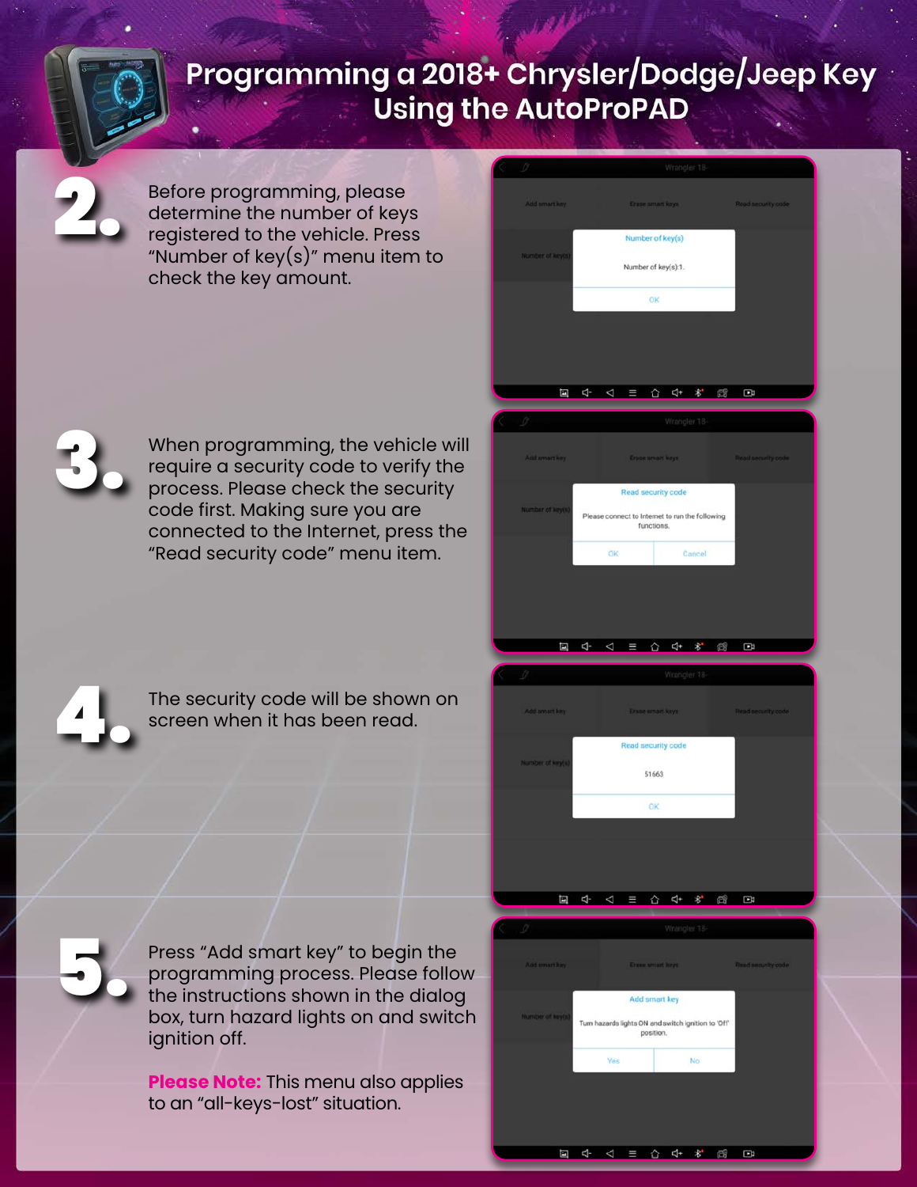# Programming a 2018+ Chrysler/Dodge/Jeep Key Using the AutoProPAD

**2.** Before programming, please determine the number of keys registered to the vehicle. Press "Number of key(s)" menu item to check the key amount.

**3.** When programming, the vehicle will require a security code to verify the process. Please check the security code first. Making sure you are connected to the Internet, press the "Read security code" menu item.

**4.** The security code will be shown on screen when it has been read.

**5.** Press "Add smart key" to begin the programming process. Please follow the instructions shown in the dialog box, turn hazard lights on and switch ignition off.

**Please Note:** This menu also applies to an "all-keys-lost" situation.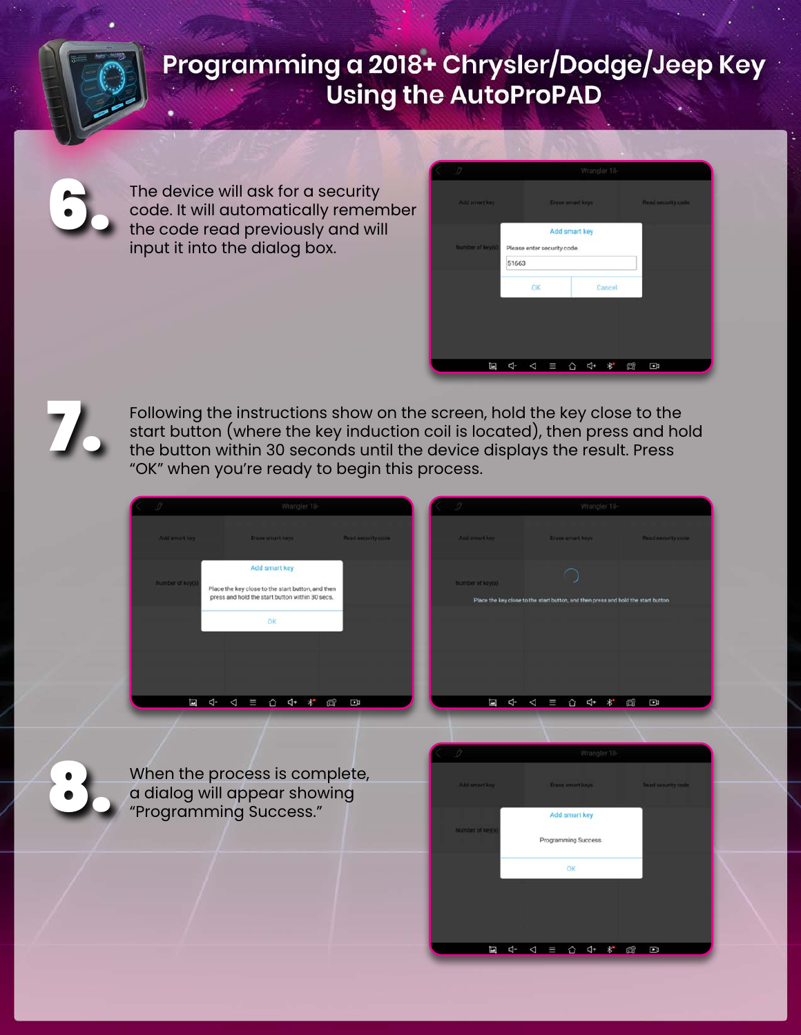# Programming a 2018+ Chrysler/Dodge/Jeep Key Using the AutoProPAD

**6.** The device will ask for a security code. It will automatically remember the code read previously and will input it into the dialog box.

**7.** Following the instructions show on the screen, hold the key close to the start button (where the key induction coil is located), then press and hold the button within 30 seconds until the device displays the result. Press "OK" when you're ready to begin this process.

**8.** When the process is complete, a dialog will appear showing "Programming Success."